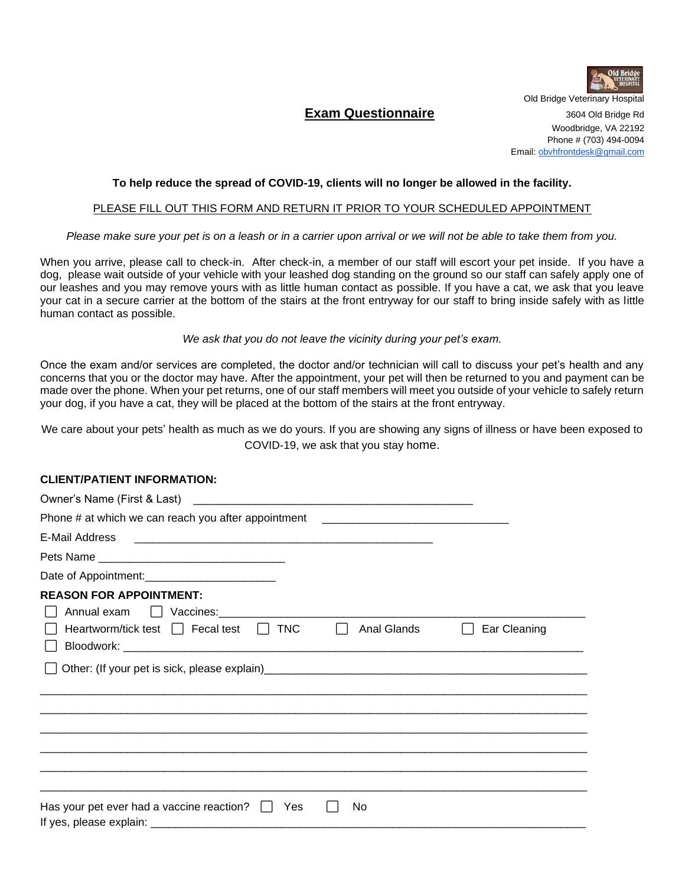Old Bridge Veterinary Hospital
3604 Old Bridge Rd
Woodbridge, VA 22192
Phone # (703) 494-0094
Email: obvhfrontdesk@gmail.com

# Exam Questionnaire

**To help reduce the spread of COVID-19, clients will no longer be allowed in the facility.**

PLEASE FILL OUT THIS FORM AND RETURN IT PRIOR TO YOUR SCHEDULED APPOINTMENT

*Please make sure your pet is on a leash or in a carrier upon arrival or we will not be able to take them from you.*

When you arrive, please call to check-in. After check-in, a member of our staff will escort your pet inside. If you have a dog, please wait outside of your vehicle with your leashed dog standing on the ground so our staff can safely apply one of our leashes and you may remove yours with as little human contact as possible. If you have a cat, we ask that you leave your cat in a secure carrier at the bottom of the stairs at the front entryway for our staff to bring inside safely with as little human contact as possible.

*We ask that you do not leave the vicinity during your pet's exam.*

Once the exam and/or services are completed, the doctor and/or technician will call to discuss your pet's health and any concerns that you or the doctor may have. After the appointment, your pet will then be returned to you and payment can be made over the phone. When your pet returns, one of our staff members will meet you outside of your vehicle to safely return your dog, if you have a cat, they will be placed at the bottom of the stairs at the front entryway.

We care about your pets' health as much as we do yours. If you are showing any signs of illness or have been exposed to COVID-19, we ask that you stay home.

**CLIENT/PATIENT INFORMATION:**

Owner's Name (First & Last) ______________________________________________

Phone # at which we can reach you after appointment ______________________________

E-Mail Address ________________________________________________

Pets Name ______________________________

Date of Appointment:_____________________

**REASON FOR APPOINTMENT:**

☐ Annual exam ☐ Vaccines:___________________________________________________________

☐ Heartworm/tick test ☐ Fecal test ☐ TNC ☐ Anal Glands ☐ Ear Cleaning

☐ Bloodwork: _____________________________________________________________________

☐ Other: (If your pet is sick, please explain)_____________________________________________________

_____________________________________________________________________________________

_____________________________________________________________________________________

_____________________________________________________________________________________

_____________________________________________________________________________________

_____________________________________________________________________________________

_____________________________________________________________________________________

Has your pet ever had a vaccine reaction? ☐ Yes ☐ No

If yes, please explain: _______________________________________________________________________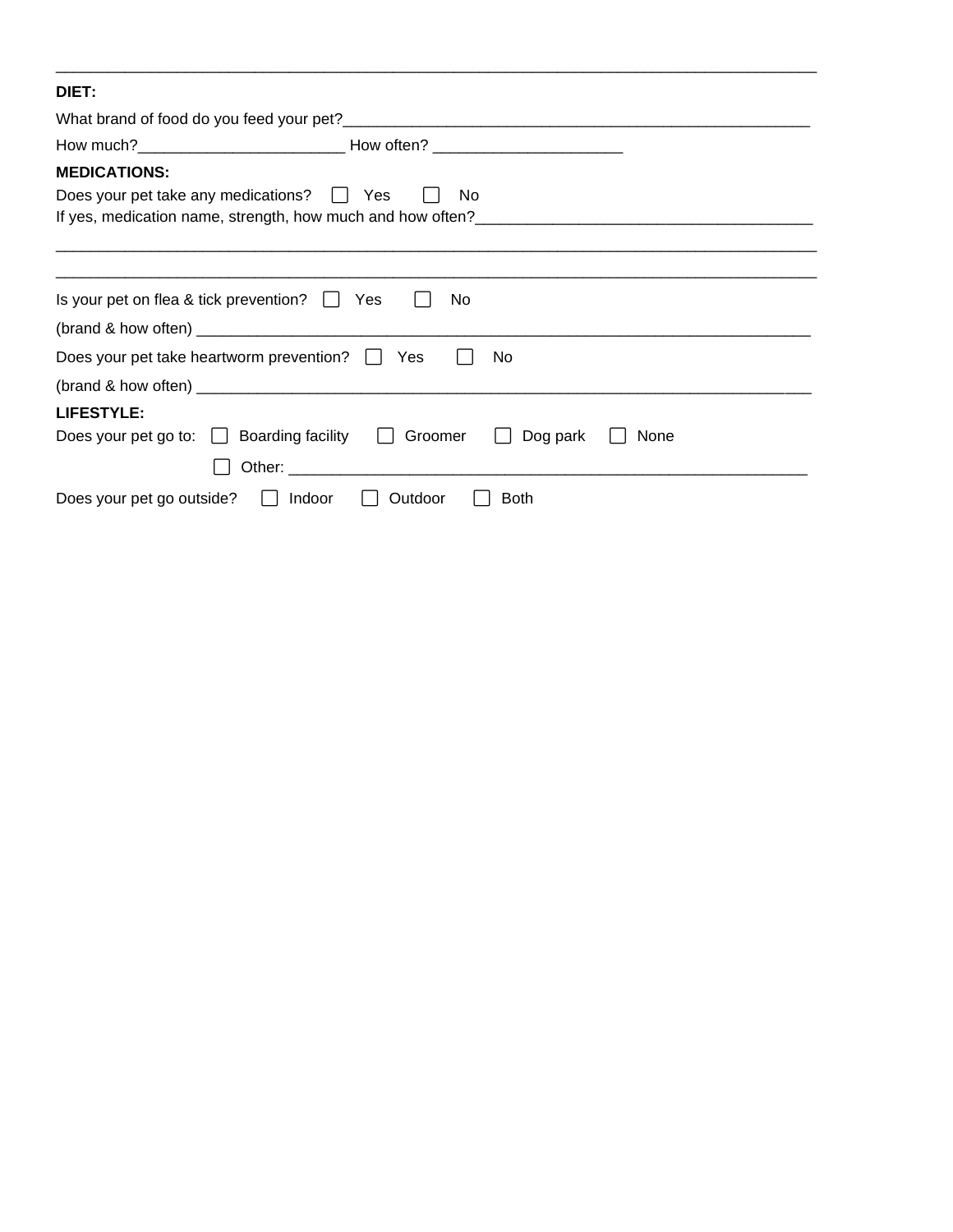---

**DIET:**

What brand of food do you feed your pet?_______________________________________________________

How much?________________________ How often? ______________________

**MEDICATIONS:**

Does your pet take any medications? ☐ Yes ☐ No

If yes, medication name, strength, how much and how often?_______________________________________

______________________________________________________________________________________

______________________________________________________________________________________

Is your pet on flea & tick prevention? ☐ Yes ☐ No

(brand & how often) ____________________________________________________________________

Does your pet take heartworm prevention? ☐ Yes ☐ No

(brand & how often) ____________________________________________________________________

**LIFESTYLE:**

Does your pet go to: ☐ Boarding facility ☐ Groomer ☐ Dog park ☐ None

☐ Other: ____________________________________________________________

Does your pet go outside? ☐ Indoor ☐ Outdoor ☐ Both